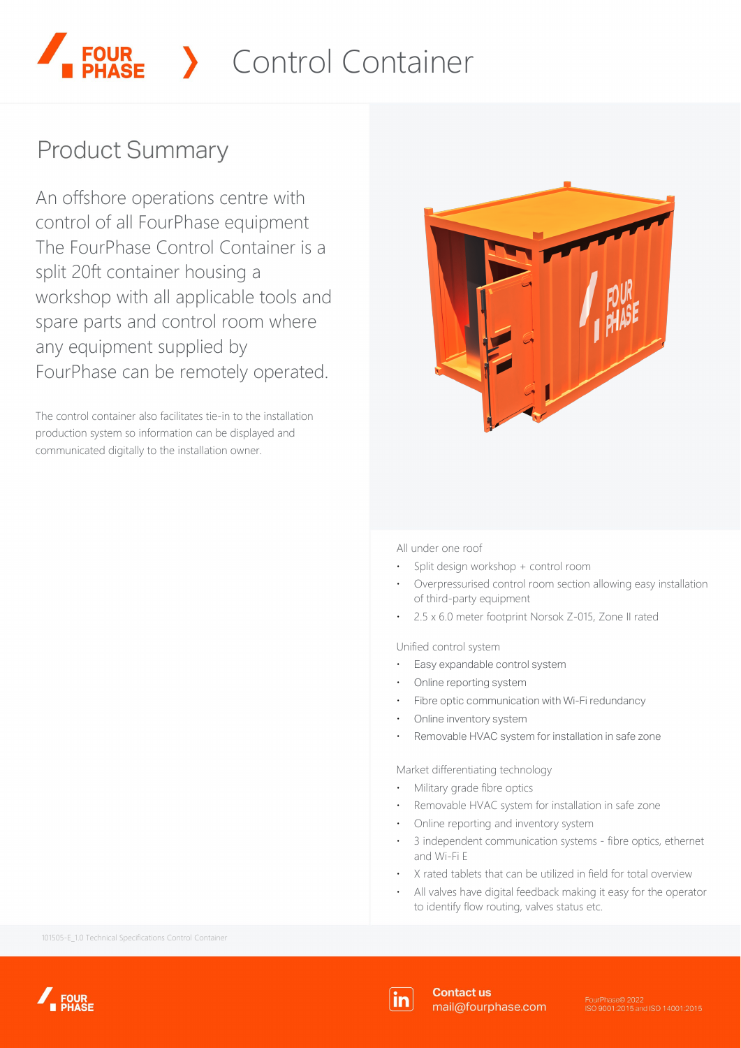# Control Container

## Product Summary

An offshore operations centre with control of all FourPhase equipment The FourPhase Control Container is a split 20ft container housing a workshop with all applicable tools and spare parts and control room where any equipment supplied by FourPhase can be remotely operated.

The control container also facilitates tie-in to the installation production system so information can be displayed and communicated digitally to the installation owner.

All under one roof

- Split design workshop + control room
- Overpressurised control room section allowing easy installation of third-party equipment
- 2.5 x 6.0 meter footprint Norsok Z-015, Zone II rated

Unified control system

- Easy expandable control system
- Online reporting system
- Fibre optic communication with Wi-Fi redundancy
- Online inventory system
- Removable HVAC system for installation in safe zone

Market differentiating technology

- Military grade fibre optics
- Removable HVAC system for installation in safe zone
- Online reporting and inventory system
- 3 independent communication systems - fibre optics, ethernet and Wi-Fi E
- X rated tablets that can be utilized in field for total overview
- All valves have digital feedback making it easy for the operator to identify flow routing, valves status etc.

101505-E_1.0 Technical Specifications Control Container

**Contact us**
mail@fourphase.com

FourPhase© 2022
ISO 9001:2015 and ISO 14001:2015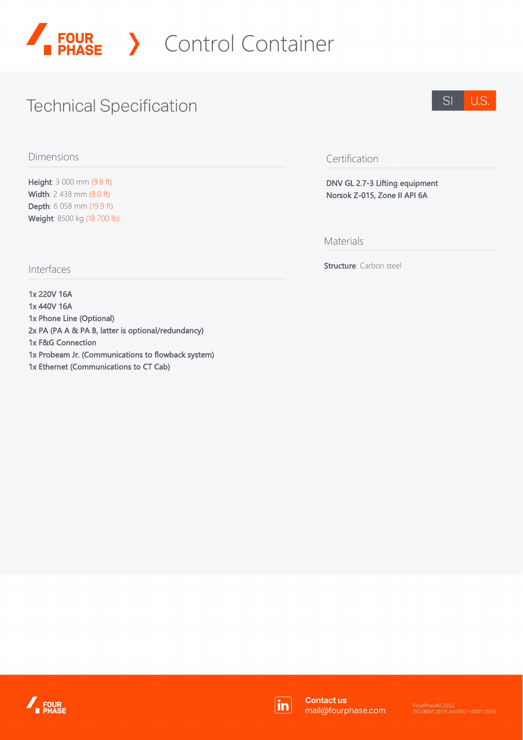# Control Container

## Technical Specification

SI | U.S.

### Dimensions

**Height**: 3 000 mm (9.8 ft)
**Width**: 2 438 mm (8.0 ft)
**Depth**: 6 058 mm (19.9 ft)
**Weight**: 8500 kg (18 700 lb)

### Interfaces

1x 220V 16A
1x 440V 16A
1x Phone Line (Optional)
2x PA (PA A & PA B, latter is optional/redundancy)
1x F&G Connection
1x Probeam Jr. (Communications to flowback system)
1x Ethernet (Communications to CT Cab)

### Certification

DNV GL 2.7-3 Lifting equipment
Norsok Z-015, Zone II API 6A

### Materials

**Structure**: Carbon steel

Contact us
mail@fourphase.com

FourPhase© 2022
ISO 9001:2015 and ISO 14001:2015